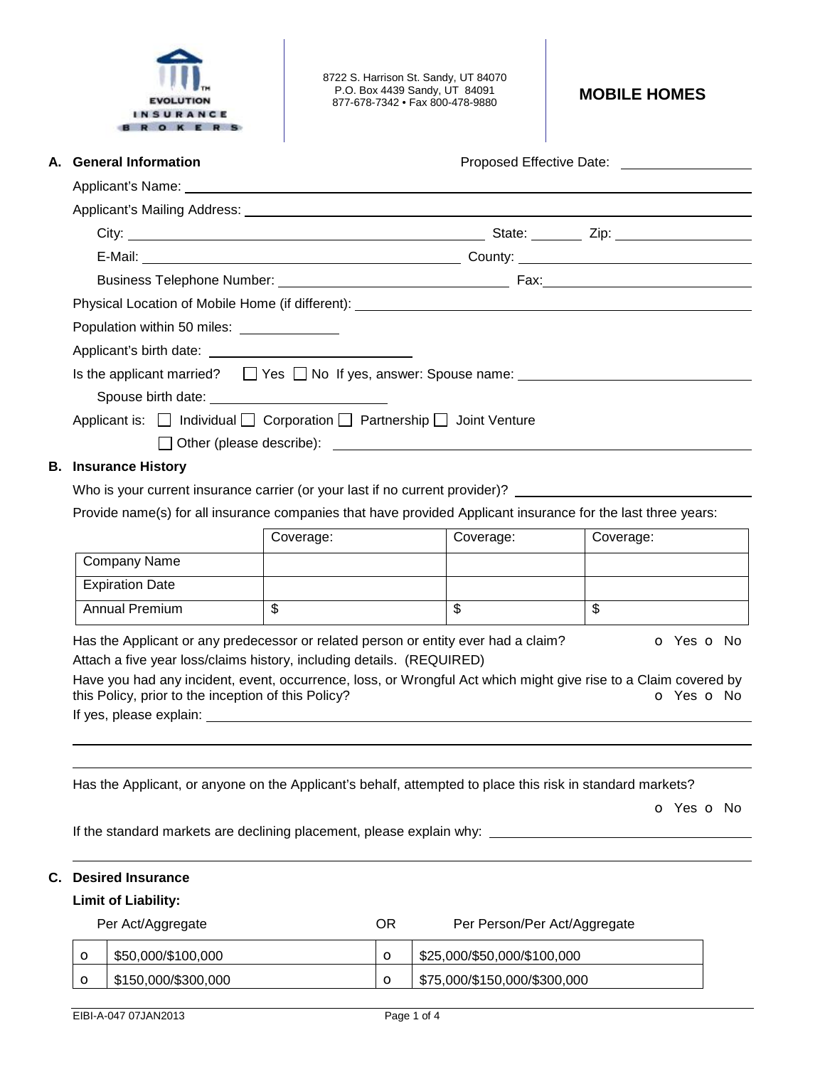EVOLUTION INSURANCE BROKERS

8722 S. Harrison St. Sandy, UT 84070
P.O. Box 4439 Sandy, UT 84091
877-678-7342 • Fax 800-478-9880

# MOBILE HOMES

## A. General Information

Proposed Effective Date: ____________

Applicant's Name: ____________

Applicant's Mailing Address: ____________

City: ____________ State: ______ Zip: ____________

E-Mail: ____________ County: ____________

Business Telephone Number: ____________ Fax: ____________

Physical Location of Mobile Home (if different): ____________

Population within 50 miles: ____________

Applicant's birth date: ____________

Is the applicant married? ☐ Yes ☐ No If yes, answer: Spouse name: ____________

Spouse birth date: ____________

Applicant is: ☐ Individual ☐ Corporation ☐ Partnership ☐ Joint Venture

☐ Other (please describe): ____________

## B. Insurance History

Who is your current insurance carrier (or your last if no current provider)? ____________

Provide name(s) for all insurance companies that have provided Applicant insurance for the last three years:

| | Coverage: | Coverage: | Coverage: |
|---|---|---|---|
| Company Name | | | |
| Expiration Date | | | |
| Annual Premium | $ | $ | $ |

Has the Applicant or any predecessor or related person or entity ever had a claim? o Yes o No

Attach a five year loss/claims history, including details. (REQUIRED)

Have you had any incident, event, occurrence, loss, or Wrongful Act which might give rise to a Claim covered by this Policy, prior to the inception of this Policy? o Yes o No

If yes, please explain: ____________

Has the Applicant, or anyone on the Applicant's behalf, attempted to place this risk in standard markets?

o Yes o No

If the standard markets are declining placement, please explain why: ____________

## C. Desired Insurance

**Limit of Liability:**

| | Per Act/Aggregate | OR | Per Person/Per Act/Aggregate |
|---|---|---|---|
| o | $50,000/$100,000 | o | $25,000/$50,000/$100,000 |
| o | $150,000/$300,000 | o | $75,000/$150,000/$300,000 |

EIBI-A-047 07JAN2013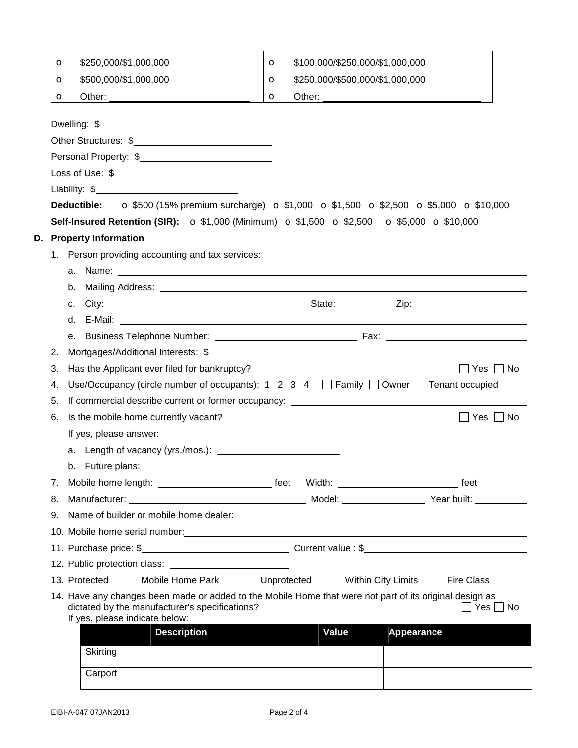| o | $250,000/$1,000,000 | o | $100,000/$250,000/$1,000,000 |
|---|---|---|---|
| o | $500,000/$1,000,000 | o | $250,000/$500,000/$1,000,000 |
| o | Other: ______________ | o | Other: ______________ |

Dwelling: $______________

Other Structures: $______________

Personal Property: $______________

Loss of Use: $______________

Liability: $______________

**Deductible:** o $500 (15% premium surcharge) o $1,000 o $1,500 o $2,500 o $5,000 o $10,000

**Self-Insured Retention (SIR):** o $1,000 (Minimum) o $1,500 o $2,500 o $5,000 o $10,000

## D. Property Information

1. Person providing accounting and tax services:
   a. Name: ______________
   b. Mailing Address: ______________
   c. City: ______________ State: __________ Zip: ______________
   d. E-Mail: ______________
   e. Business Telephone Number: ______________ Fax: ______________
2. Mortgages/Additional Interests: $______________ ______________
3. Has the Applicant ever filed for bankruptcy? ☐ Yes ☐ No
4. Use/Occupancy (circle number of occupants): 1 2 3 4 ☐ Family ☐ Owner ☐ Tenant occupied
5. If commercial describe current or former occupancy: ______________
6. Is the mobile home currently vacant? ☐ Yes ☐ No

   If yes, please answer:
   a. Length of vacancy (yrs./mos.): ______________
   b. Future plans: ______________
7. Mobile home length: ______________ feet Width: ______________ feet
8. Manufacturer: ______________ Model: ______________ Year built: __________
9. Name of builder or mobile home dealer: ______________
10. Mobile home serial number: ______________
11. Purchase price: $______________ Current value : $______________
12. Public protection class: ______________
13. Protected _____ Mobile Home Park _______ Unprotected _____ Within City Limits ____ Fire Class _______
14. Have any changes been made or added to the Mobile Home that were not part of its original design as dictated by the manufacturer's specifications? ☐ Yes ☐ No

    If yes, please indicate below:

| | Description | Value | Appearance |
|---|---|---|---|
| Skirting | | | |
| Carport | | | |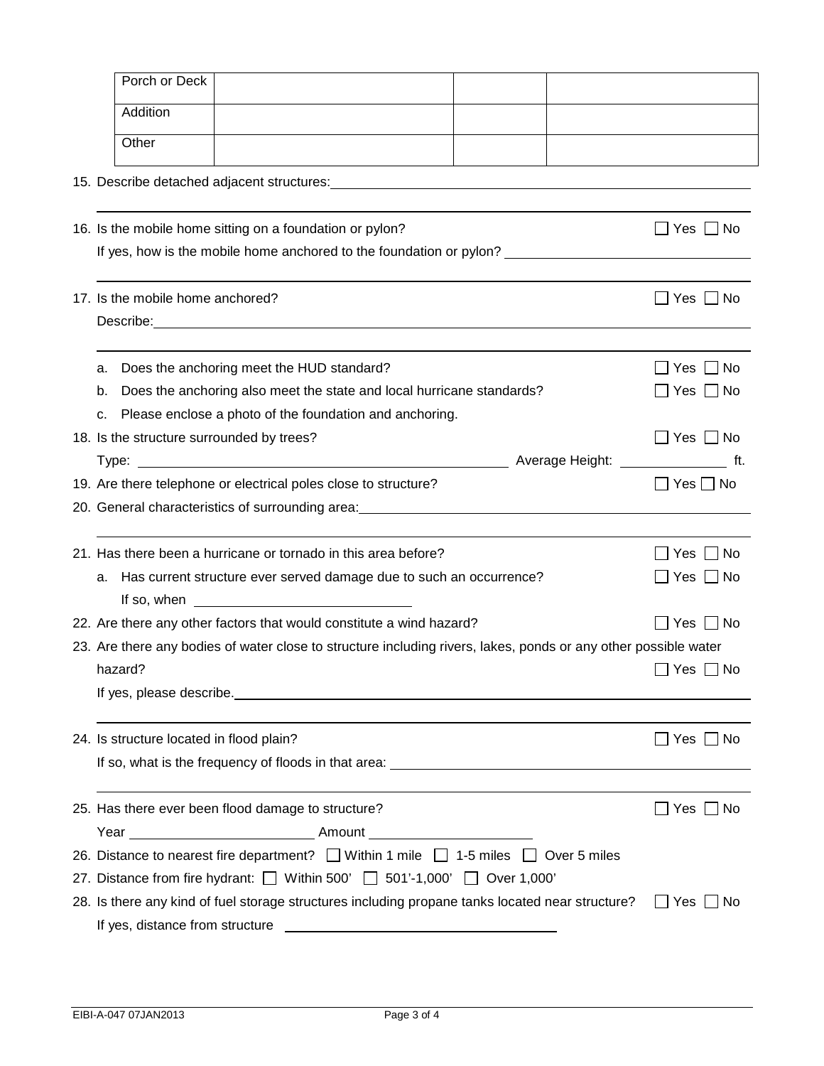| Porch or Deck | | | |
|---|---|---|---|
| Addition | | | |
| Other | | | |

15. Describe detached adjacent structures: ______________________________________________

______________________________________________

16. Is the mobile home sitting on a foundation or pylon? ☐ Yes ☐ No

    If yes, how is the mobile home anchored to the foundation or pylon? ______________________

    ______________________________________________

17. Is the mobile home anchored? ☐ Yes ☐ No

    Describe: ______________________________________________

    ______________________________________________

    a. Does the anchoring meet the HUD standard? ☐ Yes ☐ No
    b. Does the anchoring also meet the state and local hurricane standards? ☐ Yes ☐ No
    c. Please enclose a photo of the foundation and anchoring.

18. Is the structure surrounded by trees? ☐ Yes ☐ No

    Type: ______________________ Average Height: __________ ft.

19. Are there telephone or electrical poles close to structure? ☐ Yes ☐ No

20. General characteristics of surrounding area: ______________________________________________

    ______________________________________________

21. Has there been a hurricane or tornado in this area before? ☐ Yes ☐ No

    a. Has current structure ever served damage due to such an occurrence? ☐ Yes ☐ No

       If so, when ______________________

22. Are there any other factors that would constitute a wind hazard? ☐ Yes ☐ No

23. Are there any bodies of water close to structure including rivers, lakes, ponds or any other possible water hazard? ☐ Yes ☐ No

    If yes, please describe. ______________________________________________

    ______________________________________________

24. Is structure located in flood plain? ☐ Yes ☐ No

    If so, what is the frequency of floods in that area: ______________________

    ______________________________________________

25. Has there ever been flood damage to structure? ☐ Yes ☐ No

    Year ______________________ Amount ______________________

26. Distance to nearest fire department? ☐ Within 1 mile ☐ 1-5 miles ☐ Over 5 miles

27. Distance from fire hydrant: ☐ Within 500' ☐ 501'-1,000' ☐ Over 1,000'

28. Is there any kind of fuel storage structures including propane tanks located near structure? ☐ Yes ☐ No

    If yes, distance from structure ______________________

EIBI-A-047 07JAN2013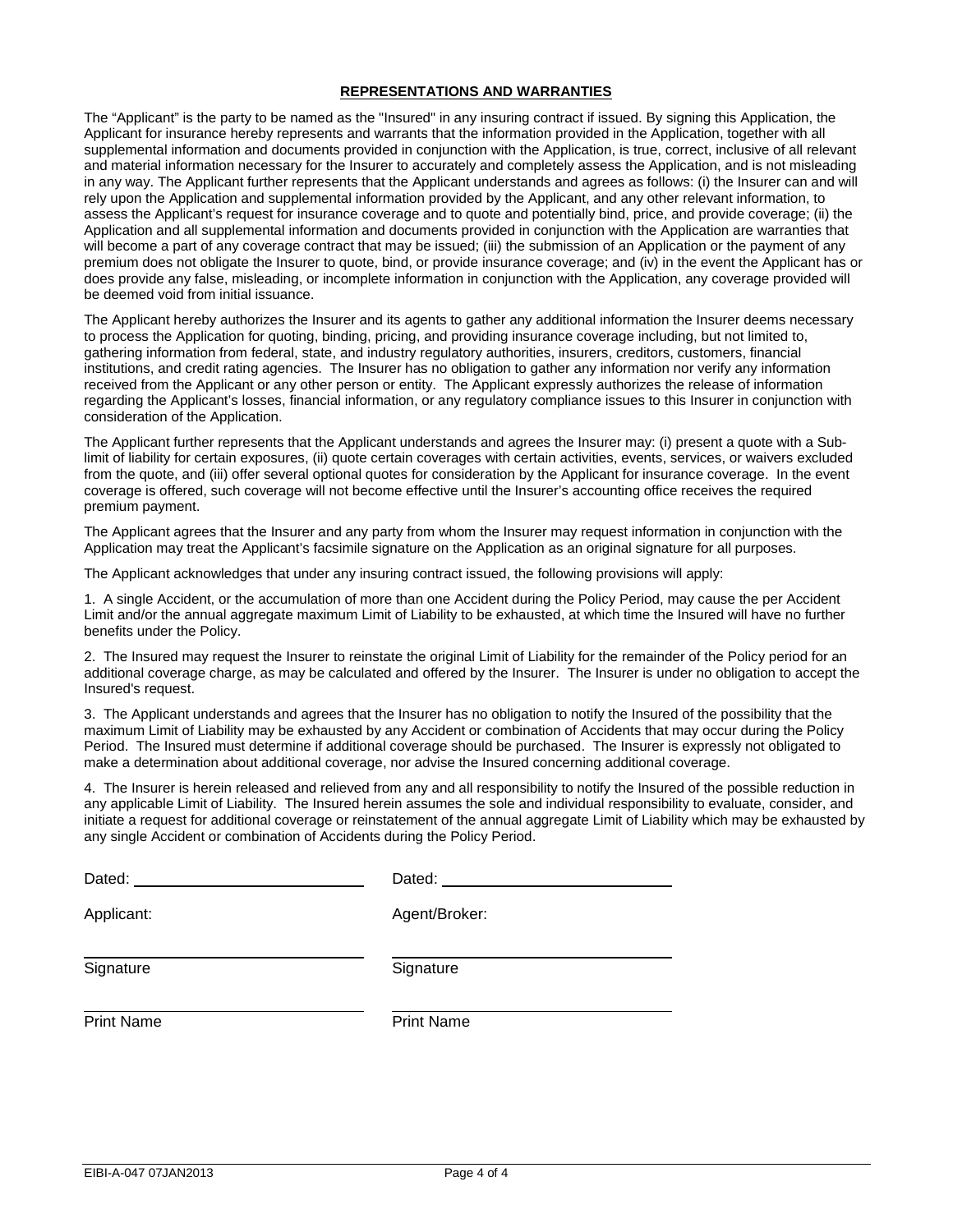## REPRESENTATIONS AND WARRANTIES

The "Applicant" is the party to be named as the "Insured" in any insuring contract if issued. By signing this Application, the Applicant for insurance hereby represents and warrants that the information provided in the Application, together with all supplemental information and documents provided in conjunction with the Application, is true, correct, inclusive of all relevant and material information necessary for the Insurer to accurately and completely assess the Application, and is not misleading in any way. The Applicant further represents that the Applicant understands and agrees as follows: (i) the Insurer can and will rely upon the Application and supplemental information provided by the Applicant, and any other relevant information, to assess the Applicant's request for insurance coverage and to quote and potentially bind, price, and provide coverage; (ii) the Application and all supplemental information and documents provided in conjunction with the Application are warranties that will become a part of any coverage contract that may be issued; (iii) the submission of an Application or the payment of any premium does not obligate the Insurer to quote, bind, or provide insurance coverage; and (iv) in the event the Applicant has or does provide any false, misleading, or incomplete information in conjunction with the Application, any coverage provided will be deemed void from initial issuance.

The Applicant hereby authorizes the Insurer and its agents to gather any additional information the Insurer deems necessary to process the Application for quoting, binding, pricing, and providing insurance coverage including, but not limited to, gathering information from federal, state, and industry regulatory authorities, insurers, creditors, customers, financial institutions, and credit rating agencies. The Insurer has no obligation to gather any information nor verify any information received from the Applicant or any other person or entity. The Applicant expressly authorizes the release of information regarding the Applicant's losses, financial information, or any regulatory compliance issues to this Insurer in conjunction with consideration of the Application.

The Applicant further represents that the Applicant understands and agrees the Insurer may: (i) present a quote with a Sub-limit of liability for certain exposures, (ii) quote certain coverages with certain activities, events, services, or waivers excluded from the quote, and (iii) offer several optional quotes for consideration by the Applicant for insurance coverage. In the event coverage is offered, such coverage will not become effective until the Insurer's accounting office receives the required premium payment.

The Applicant agrees that the Insurer and any party from whom the Insurer may request information in conjunction with the Application may treat the Applicant's facsimile signature on the Application as an original signature for all purposes.

The Applicant acknowledges that under any insuring contract issued, the following provisions will apply:

1. A single Accident, or the accumulation of more than one Accident during the Policy Period, may cause the per Accident Limit and/or the annual aggregate maximum Limit of Liability to be exhausted, at which time the Insured will have no further benefits under the Policy.

2. The Insured may request the Insurer to reinstate the original Limit of Liability for the remainder of the Policy period for an additional coverage charge, as may be calculated and offered by the Insurer. The Insurer is under no obligation to accept the Insured's request.

3. The Applicant understands and agrees that the Insurer has no obligation to notify the Insured of the possibility that the maximum Limit of Liability may be exhausted by any Accident or combination of Accidents that may occur during the Policy Period. The Insured must determine if additional coverage should be purchased. The Insurer is expressly not obligated to make a determination about additional coverage, nor advise the Insured concerning additional coverage.

4. The Insurer is herein released and relieved from any and all responsibility to notify the Insured of the possible reduction in any applicable Limit of Liability. The Insured herein assumes the sole and individual responsibility to evaluate, consider, and initiate a request for additional coverage or reinstatement of the annual aggregate Limit of Liability which may be exhausted by any single Accident or combination of Accidents during the Policy Period.

Dated: ____________________________ Dated: ____________________________

Applicant: Agent/Broker:

____________________________ ____________________________
Signature Signature

____________________________ ____________________________
Print Name Print Name

EIBI-A-047 07JAN2013